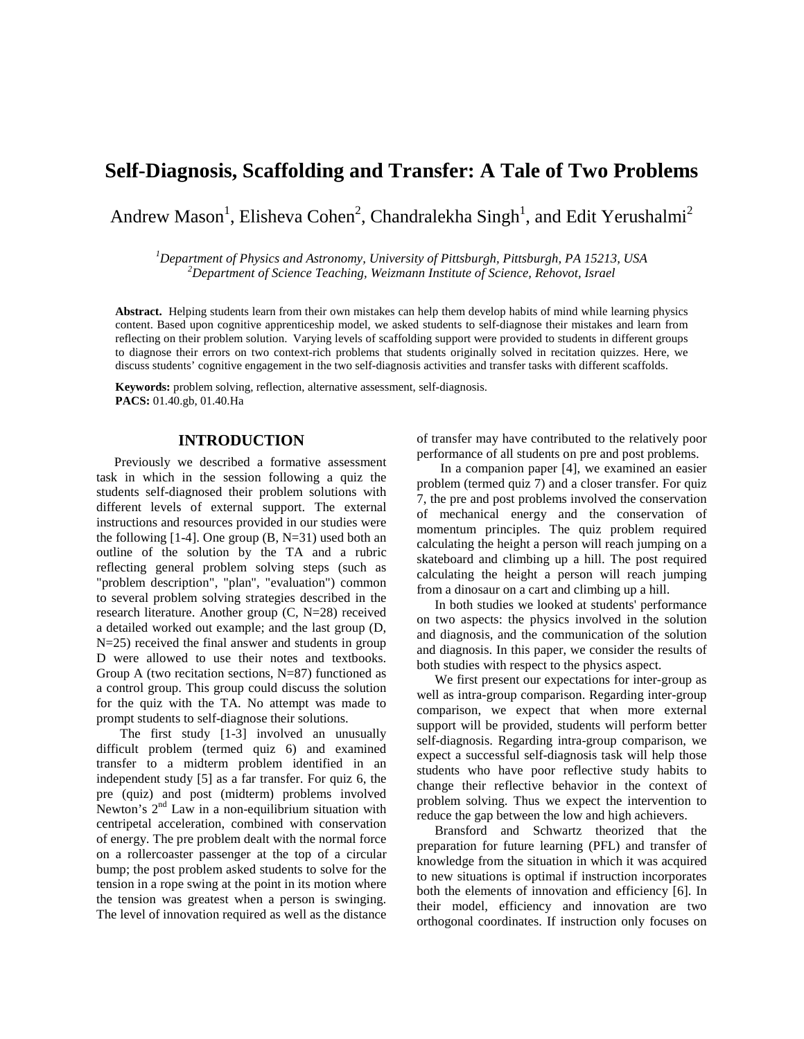# Self-Diagnosis, Scaffolding and Transfer: A Tale of Two Problems

Andrew Mason[1], Elisheva Cohen[2], Chandralekha Singh[1], and Edit Yerushalmi[2]

*[1]Department of Physics and Astronomy, University of Pittsburgh, Pittsburgh, PA 15213, USA*
*[2]Department of Science Teaching, Weizmann Institute of Science, Rehovot, Israel*

**Abstract.** Helping students learn from their own mistakes can help them develop habits of mind while learning physics content. Based upon cognitive apprenticeship model, we asked students to self-diagnose their mistakes and learn from reflecting on their problem solution. Varying levels of scaffolding support were provided to students in different groups to diagnose their errors on two context-rich problems that students originally solved in recitation quizzes. Here, we discuss students' cognitive engagement in the two self-diagnosis activities and transfer tasks with different scaffolds.

**Keywords:** problem solving, reflection, alternative assessment, self-diagnosis.
**PACS:** 01.40.gb, 01.40.Ha

## INTRODUCTION

Previously we described a formative assessment task in which in the session following a quiz the students self-diagnosed their problem solutions with different levels of external support. The external instructions and resources provided in our studies were the following [1-4]. One group (B, N=31) used both an outline of the solution by the TA and a rubric reflecting general problem solving steps (such as "problem description", "plan", "evaluation") common to several problem solving strategies described in the research literature. Another group (C, N=28) received a detailed worked out example; and the last group (D, N=25) received the final answer and students in group D were allowed to use their notes and textbooks. Group A (two recitation sections, N=87) functioned as a control group. This group could discuss the solution for the quiz with the TA. No attempt was made to prompt students to self-diagnose their solutions.

The first study [1-3] involved an unusually difficult problem (termed quiz 6) and examined transfer to a midterm problem identified in an independent study [5] as a far transfer. For quiz 6, the pre (quiz) and post (midterm) problems involved Newton's 2nd Law in a non-equilibrium situation with centripetal acceleration, combined with conservation of energy. The pre problem dealt with the normal force on a rollercoaster passenger at the top of a circular bump; the post problem asked students to solve for the tension in a rope swing at the point in its motion where the tension was greatest when a person is swinging. The level of innovation required as well as the distance of transfer may have contributed to the relatively poor performance of all students on pre and post problems.

In a companion paper [4], we examined an easier problem (termed quiz 7) and a closer transfer. For quiz 7, the pre and post problems involved the conservation of mechanical energy and the conservation of momentum principles. The quiz problem required calculating the height a person will reach jumping on a skateboard and climbing up a hill. The post required calculating the height a person will reach jumping from a dinosaur on a cart and climbing up a hill.

In both studies we looked at students' performance on two aspects: the physics involved in the solution and diagnosis, and the communication of the solution and diagnosis. In this paper, we consider the results of both studies with respect to the physics aspect.

We first present our expectations for inter-group as well as intra-group comparison. Regarding inter-group comparison, we expect that when more external support will be provided, students will perform better self-diagnosis. Regarding intra-group comparison, we expect a successful self-diagnosis task will help those students who have poor reflective study habits to change their reflective behavior in the context of problem solving. Thus we expect the intervention to reduce the gap between the low and high achievers.

Bransford and Schwartz theorized that the preparation for future learning (PFL) and transfer of knowledge from the situation in which it was acquired to new situations is optimal if instruction incorporates both the elements of innovation and efficiency [6]. In their model, efficiency and innovation are two orthogonal coordinates. If instruction only focuses on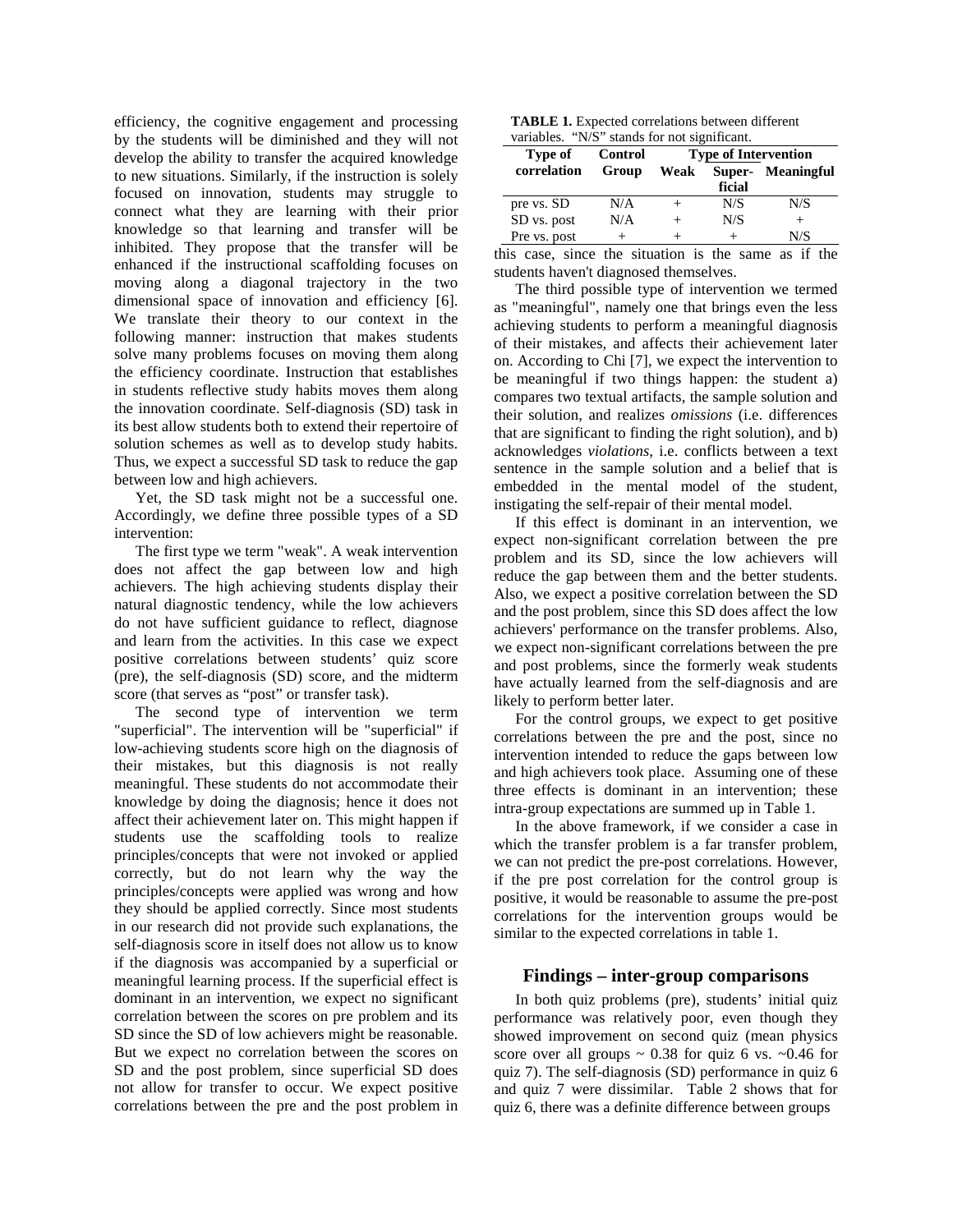efficiency, the cognitive engagement and processing by the students will be diminished and they will not develop the ability to transfer the acquired knowledge to new situations. Similarly, if the instruction is solely focused on innovation, students may struggle to connect what they are learning with their prior knowledge so that learning and transfer will be inhibited. They propose that the transfer will be enhanced if the instructional scaffolding focuses on moving along a diagonal trajectory in the two dimensional space of innovation and efficiency [6]. We translate their theory to our context in the following manner: instruction that makes students solve many problems focuses on moving them along the efficiency coordinate. Instruction that establishes in students reflective study habits moves them along the innovation coordinate. Self-diagnosis (SD) task in its best allow students both to extend their repertoire of solution schemes as well as to develop study habits. Thus, we expect a successful SD task to reduce the gap between low and high achievers.

Yet, the SD task might not be a successful one. Accordingly, we define three possible types of a SD intervention:

The first type we term "weak". A weak intervention does not affect the gap between low and high achievers. The high achieving students display their natural diagnostic tendency, while the low achievers do not have sufficient guidance to reflect, diagnose and learn from the activities. In this case we expect positive correlations between students' quiz score (pre), the self-diagnosis (SD) score, and the midterm score (that serves as "post" or transfer task).

The second type of intervention we term "superficial". The intervention will be "superficial" if low-achieving students score high on the diagnosis of their mistakes, but this diagnosis is not really meaningful. These students do not accommodate their knowledge by doing the diagnosis; hence it does not affect their achievement later on. This might happen if students use the scaffolding tools to realize principles/concepts that were not invoked or applied correctly, but do not learn why the way the principles/concepts were applied was wrong and how they should be applied correctly. Since most students in our research did not provide such explanations, the self-diagnosis score in itself does not allow us to know if the diagnosis was accompanied by a superficial or meaningful learning process. If the superficial effect is dominant in an intervention, we expect no significant correlation between the scores on pre problem and its SD since the SD of low achievers might be reasonable. But we expect no correlation between the scores on SD and the post problem, since superficial SD does not allow for transfer to occur. We expect positive correlations between the pre and the post problem in this case, since the situation is the same as if the students haven't diagnosed themselves.

**TABLE 1.** Expected correlations between different variables. "N/S" stands for not significant.

| Type of correlation | Control Group | Type of Intervention | | |
|---|---|---|---|---|
| | | Weak | Super-ficial | Meaningful |
| pre vs. SD | N/A | + | N/S | N/S |
| SD vs. post | N/A | + | N/S | + |
| Pre vs. post | + | + | + | N/S |

The third possible type of intervention we termed as "meaningful", namely one that brings even the less achieving students to perform a meaningful diagnosis of their mistakes, and affects their achievement later on. According to Chi [7], we expect the intervention to be meaningful if two things happen: the student a) compares two textual artifacts, the sample solution and their solution, and realizes *omissions* (i.e. differences that are significant to finding the right solution), and b) acknowledges *violations*, i.e. conflicts between a text sentence in the sample solution and a belief that is embedded in the mental model of the student, instigating the self-repair of their mental model.

If this effect is dominant in an intervention, we expect non-significant correlation between the pre problem and its SD, since the low achievers will reduce the gap between them and the better students. Also, we expect a positive correlation between the SD and the post problem, since this SD does affect the low achievers' performance on the transfer problems. Also, we expect non-significant correlations between the pre and post problems, since the formerly weak students have actually learned from the self-diagnosis and are likely to perform better later.

For the control groups, we expect to get positive correlations between the pre and the post, since no intervention intended to reduce the gaps between low and high achievers took place. Assuming one of these three effects is dominant in an intervention; these intra-group expectations are summed up in Table 1.

In the above framework, if we consider a case in which the transfer problem is a far transfer problem, we can not predict the pre-post correlations. However, if the pre post correlation for the control group is positive, it would be reasonable to assume the pre-post correlations for the intervention groups would be similar to the expected correlations in table 1.

## Findings – inter-group comparisons

In both quiz problems (pre), students' initial quiz performance was relatively poor, even though they showed improvement on second quiz (mean physics score over all groups ~ 0.38 for quiz 6 vs. ~0.46 for quiz 7). The self-diagnosis (SD) performance in quiz 6 and quiz 7 were dissimilar. Table 2 shows that for quiz 6, there was a definite difference between groups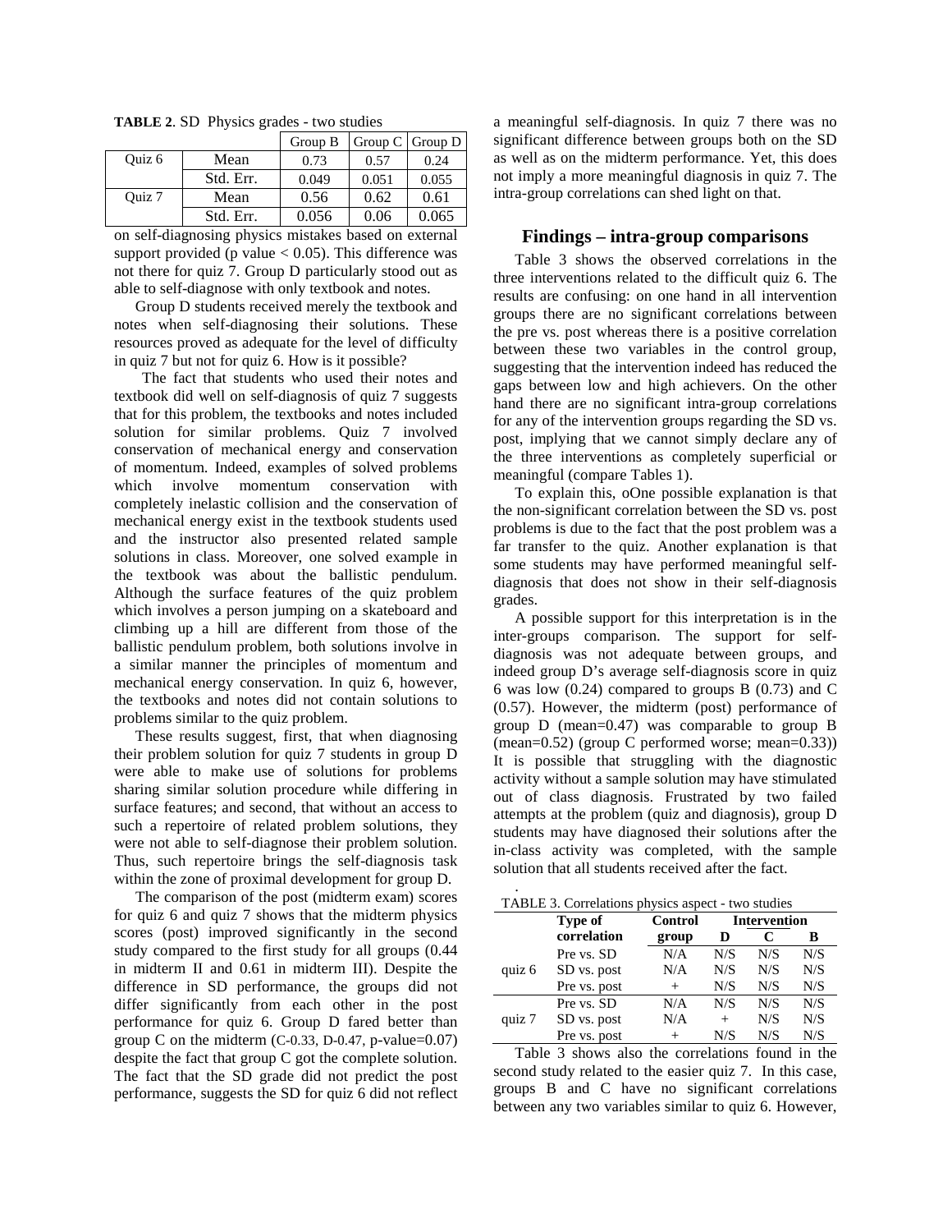**TABLE 2**. SD Physics grades - two studies

| | | Group B | Group C | Group D |
|---|---|---|---|---|
| Quiz 6 | Mean | 0.73 | 0.57 | 0.24 |
| | Std. Err. | 0.049 | 0.051 | 0.055 |
| Quiz 7 | Mean | 0.56 | 0.62 | 0.61 |
| | Std. Err. | 0.056 | 0.06 | 0.065 |

on self-diagnosing physics mistakes based on external support provided (p value $< 0.05$). This difference was not there for quiz 7. Group D particularly stood out as able to self-diagnose with only textbook and notes.

Group D students received merely the textbook and notes when self-diagnosing their solutions. These resources proved as adequate for the level of difficulty in quiz 7 but not for quiz 6. How is it possible?

The fact that students who used their notes and textbook did well on self-diagnosis of quiz 7 suggests that for this problem, the textbooks and notes included solution for similar problems. Quiz 7 involved conservation of mechanical energy and conservation of momentum. Indeed, examples of solved problems which involve momentum conservation with completely inelastic collision and the conservation of mechanical energy exist in the textbook students used and the instructor also presented related sample solutions in class. Moreover, one solved example in the textbook was about the ballistic pendulum. Although the surface features of the quiz problem which involves a person jumping on a skateboard and climbing up a hill are different from those of the ballistic pendulum problem, both solutions involve in a similar manner the principles of momentum and mechanical energy conservation. In quiz 6, however, the textbooks and notes did not contain solutions to problems similar to the quiz problem.

These results suggest, first, that when diagnosing their problem solution for quiz 7 students in group D were able to make use of solutions for problems sharing similar solution procedure while differing in surface features; and second, that without an access to such a repertoire of related problem solutions, they were not able to self-diagnose their problem solution. Thus, such repertoire brings the self-diagnosis task within the zone of proximal development for group D.

The comparison of the post (midterm exam) scores for quiz 6 and quiz 7 shows that the midterm physics scores (post) improved significantly in the second study compared to the first study for all groups (0.44 in midterm II and 0.61 in midterm III). Despite the difference in SD performance, the groups did not differ significantly from each other in the post performance for quiz 6. Group D fared better than group C on the midterm (C-0.33, D-0.47, p-value=0.07) despite the fact that group C got the complete solution. The fact that the SD grade did not predict the post performance, suggests the SD for quiz 6 did not reflect a meaningful self-diagnosis. In quiz 7 there was no significant difference between groups both on the SD as well as on the midterm performance. Yet, this does not imply a more meaningful diagnosis in quiz 7. The intra-group correlations can shed light on that.

## Findings – intra-group comparisons

Table 3 shows the observed correlations in the three interventions related to the difficult quiz 6. The results are confusing: on one hand in all intervention groups there are no significant correlations between the pre vs. post whereas there is a positive correlation between these two variables in the control group, suggesting that the intervention indeed has reduced the gaps between low and high achievers. On the other hand there are no significant intra-group correlations for any of the intervention groups regarding the SD vs. post, implying that we cannot simply declare any of the three interventions as completely superficial or meaningful (compare Tables 1).

To explain this, oOne possible explanation is that the non-significant correlation between the SD vs. post problems is due to the fact that the post problem was a far transfer to the quiz. Another explanation is that some students may have performed meaningful self-diagnosis that does not show in their self-diagnosis grades.

A possible support for this interpretation is in the inter-groups comparison. The support for self-diagnosis was not adequate between groups, and indeed group D's average self-diagnosis score in quiz 6 was low (0.24) compared to groups B (0.73) and C (0.57). However, the midterm (post) performance of group D (mean=0.47) was comparable to group B (mean=0.52) (group C performed worse; mean=0.33)) It is possible that struggling with the diagnostic activity without a sample solution may have stimulated out of class diagnosis. Frustrated by two failed attempts at the problem (quiz and diagnosis), group D students may have diagnosed their solutions after the in-class activity was completed, with the sample solution that all students received after the fact.

TABLE 3. Correlations physics aspect - two studies

| | Type of correlation | Control group | Intervention D | Intervention C | Intervention B |
|---|---|---|---|---|---|
| quiz 6 | Pre vs. SD | N/A | N/S | N/S | N/S |
| | SD vs. post | N/A | N/S | N/S | N/S |
| | Pre vs. post | + | N/S | N/S | N/S |
| quiz 7 | Pre vs. SD | N/A | N/S | N/S | N/S |
| | SD vs. post | N/A | + | N/S | N/S |
| | Pre vs. post | + | N/S | N/S | N/S |

Table 3 shows also the correlations found in the second study related to the easier quiz 7. In this case, groups B and C have no significant correlations between any two variables similar to quiz 6. However,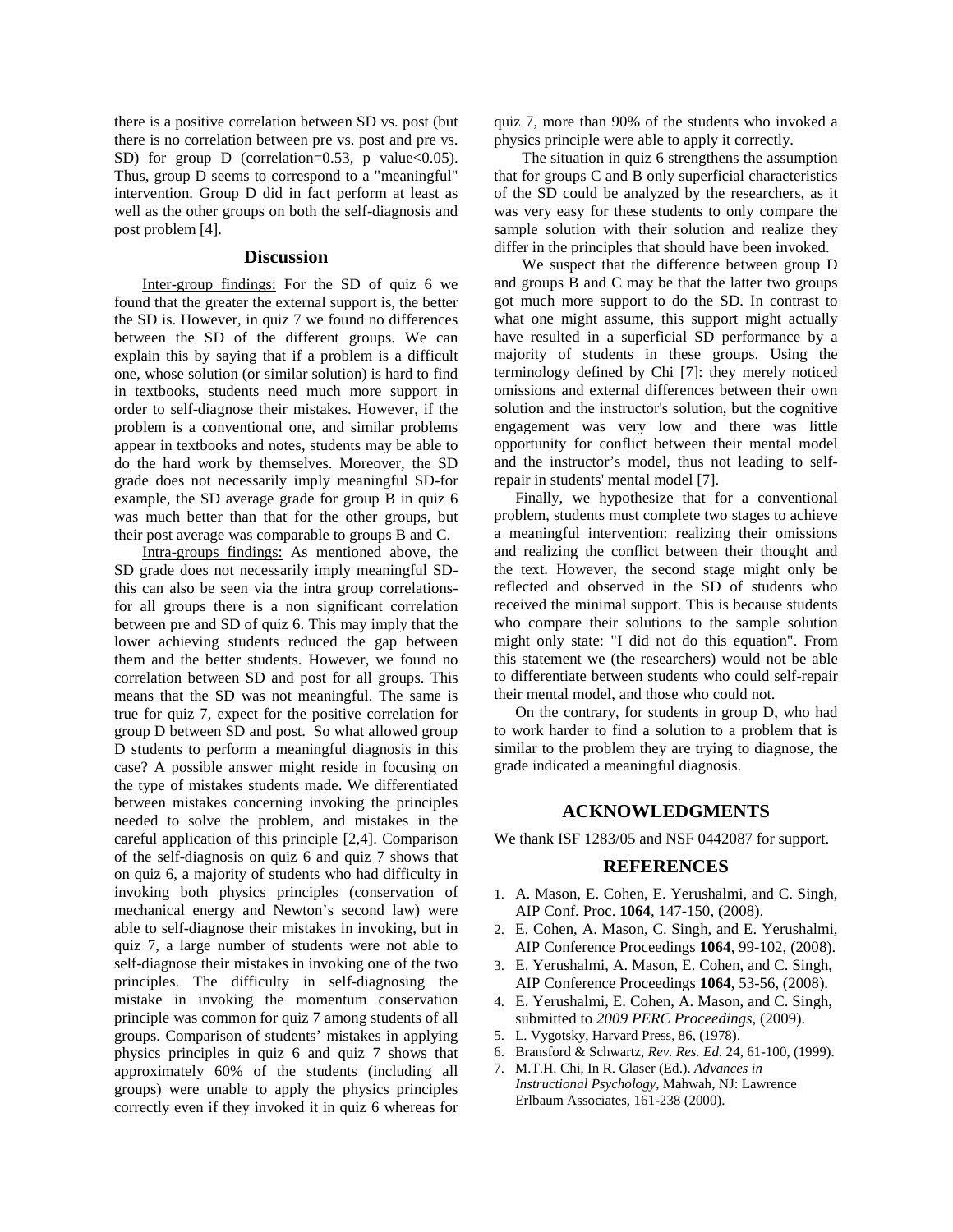there is a positive correlation between SD vs. post (but there is no correlation between pre vs. post and pre vs. SD) for group D (correlation=0.53, p value<0.05). Thus, group D seems to correspond to a "meaningful" intervention. Group D did in fact perform at least as well as the other groups on both the self-diagnosis and post problem [4].

## Discussion

Inter-group findings: For the SD of quiz 6 we found that the greater the external support is, the better the SD is. However, in quiz 7 we found no differences between the SD of the different groups. We can explain this by saying that if a problem is a difficult one, whose solution (or similar solution) is hard to find in textbooks, students need much more support in order to self-diagnose their mistakes. However, if the problem is a conventional one, and similar problems appear in textbooks and notes, students may be able to do the hard work by themselves. Moreover, the SD grade does not necessarily imply meaningful SD-for example, the SD average grade for group B in quiz 6 was much better than that for the other groups, but their post average was comparable to groups B and C.

Intra-groups findings: As mentioned above, the SD grade does not necessarily imply meaningful SD-this can also be seen via the intra group correlations-for all groups there is a non significant correlation between pre and SD of quiz 6. This may imply that the lower achieving students reduced the gap between them and the better students. However, we found no correlation between SD and post for all groups. This means that the SD was not meaningful. The same is true for quiz 7, expect for the positive correlation for group D between SD and post. So what allowed group D students to perform a meaningful diagnosis in this case? A possible answer might reside in focusing on the type of mistakes students made. We differentiated between mistakes concerning invoking the principles needed to solve the problem, and mistakes in the careful application of this principle [2,4]. Comparison of the self-diagnosis on quiz 6 and quiz 7 shows that on quiz 6, a majority of students who had difficulty in invoking both physics principles (conservation of mechanical energy and Newton's second law) were able to self-diagnose their mistakes in invoking, but in quiz 7, a large number of students were not able to self-diagnose their mistakes in invoking one of the two principles. The difficulty in self-diagnosing the mistake in invoking the momentum conservation principle was common for quiz 7 among students of all groups. Comparison of students' mistakes in applying physics principles in quiz 6 and quiz 7 shows that approximately 60% of the students (including all groups) were unable to apply the physics principles correctly even if they invoked it in quiz 6 whereas for quiz 7, more than 90% of the students who invoked a physics principle were able to apply it correctly.

The situation in quiz 6 strengthens the assumption that for groups C and B only superficial characteristics of the SD could be analyzed by the researchers, as it was very easy for these students to only compare the sample solution with their solution and realize they differ in the principles that should have been invoked.

We suspect that the difference between group D and groups B and C may be that the latter two groups got much more support to do the SD. In contrast to what one might assume, this support might actually have resulted in a superficial SD performance by a majority of students in these groups. Using the terminology defined by Chi [7]: they merely noticed omissions and external differences between their own solution and the instructor's solution, but the cognitive engagement was very low and there was little opportunity for conflict between their mental model and the instructor's model, thus not leading to self-repair in students' mental model [7].

Finally, we hypothesize that for a conventional problem, students must complete two stages to achieve a meaningful intervention: realizing their omissions and realizing the conflict between their thought and the text. However, the second stage might only be reflected and observed in the SD of students who received the minimal support. This is because students who compare their solutions to the sample solution might only state: "I did not do this equation". From this statement we (the researchers) would not be able to differentiate between students who could self-repair their mental model, and those who could not.

On the contrary, for students in group D, who had to work harder to find a solution to a problem that is similar to the problem they are trying to diagnose, the grade indicated a meaningful diagnosis.

## ACKNOWLEDGMENTS

We thank ISF 1283/05 and NSF 0442087 for support.

## REFERENCES

1. A. Mason, E. Cohen, E. Yerushalmi, and C. Singh, AIP Conf. Proc. **1064**, 147-150, (2008).
2. E. Cohen, A. Mason, C. Singh, and E. Yerushalmi, AIP Conference Proceedings **1064**, 99-102, (2008).
3. E. Yerushalmi, A. Mason, E. Cohen, and C. Singh, AIP Conference Proceedings **1064**, 53-56, (2008).
4. E. Yerushalmi, E. Cohen, A. Mason, and C. Singh, submitted to *2009 PERC Proceedings*, (2009).
5. L. Vygotsky, Harvard Press, 86, (1978).
6. Bransford & Schwartz, *Rev. Res. Ed.* 24, 61-100, (1999).
7. M.T.H. Chi, In R. Glaser (Ed.). *Advances in Instructional Psychology*, Mahwah, NJ: Lawrence Erlbaum Associates, 161-238 (2000).